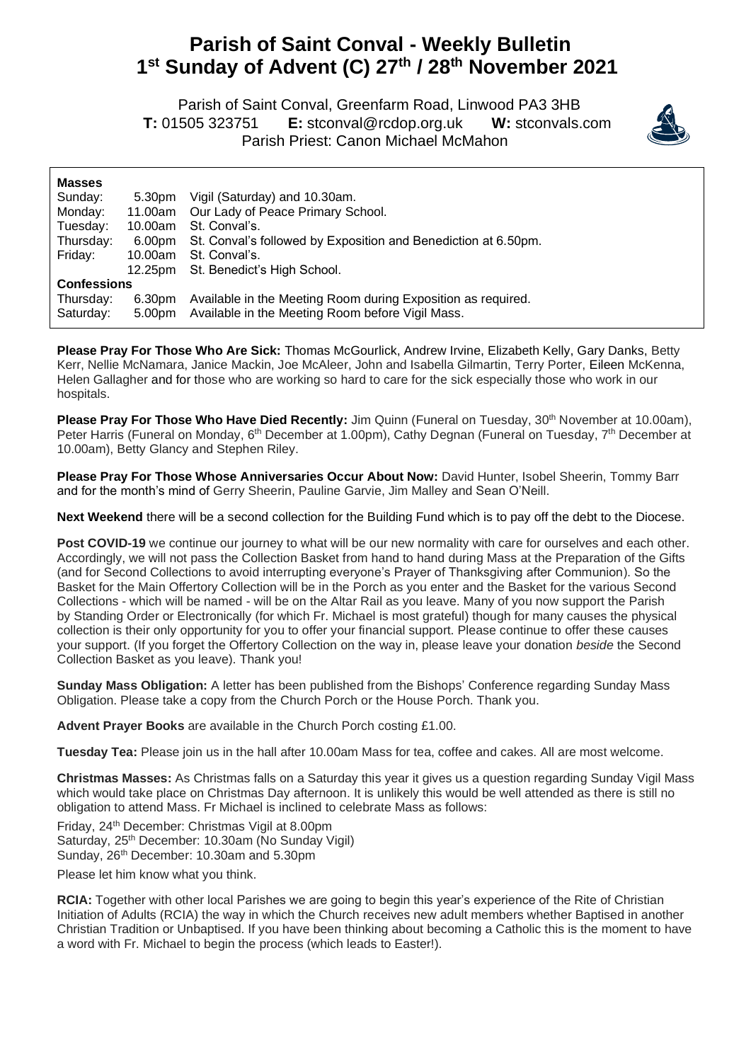# Parish of Saint Conval - Weekly Bulletin
# 1st Sunday of Advent (C) 27th / 28th November 2021

Parish of Saint Conval, Greenfarm Road, Linwood PA3 3HB
**T:** 01505 323751 **E:** stconval@rcdop.org.uk **W:** stconvals.com
Parish Priest: Canon Michael McMahon

**Masses**

| | | |
|---|---|---|
| Sunday: | 5.30pm | Vigil (Saturday) and 10.30am. |
| Monday: | 11.00am | Our Lady of Peace Primary School. |
| Tuesday: | 10.00am | St. Conval's. |
| Thursday: | 6.00pm | St. Conval's followed by Exposition and Benediction at 6.50pm. |
| Friday: | 10.00am | St. Conval's. |
| | 12.25pm | St. Benedict's High School. |

**Confessions**

| | | |
|---|---|---|
| Thursday: | 6.30pm | Available in the Meeting Room during Exposition as required. |
| Saturday: | 5.00pm | Available in the Meeting Room before Vigil Mass. |

**Please Pray For Those Who Are Sick:** Thomas McGourlick, Andrew Irvine, Elizabeth Kelly, Gary Danks, Betty Kerr, Nellie McNamara, Janice Mackin, Joe McAleer, John and Isabella Gilmartin, Terry Porter, Eileen McKenna, Helen Gallagher and for those who are working so hard to care for the sick especially those who work in our hospitals.

**Please Pray For Those Who Have Died Recently:** Jim Quinn (Funeral on Tuesday, 30th November at 10.00am), Peter Harris (Funeral on Monday, 6th December at 1.00pm), Cathy Degnan (Funeral on Tuesday, 7th December at 10.00am), Betty Glancy and Stephen Riley.

**Please Pray For Those Whose Anniversaries Occur About Now:** David Hunter, Isobel Sheerin, Tommy Barr and for the month's mind of Gerry Sheerin, Pauline Garvie, Jim Malley and Sean O'Neill.

**Next Weekend** there will be a second collection for the Building Fund which is to pay off the debt to the Diocese.

**Post COVID-19** we continue our journey to what will be our new normality with care for ourselves and each other. Accordingly, we will not pass the Collection Basket from hand to hand during Mass at the Preparation of the Gifts (and for Second Collections to avoid interrupting everyone's Prayer of Thanksgiving after Communion). So the Basket for the Main Offertory Collection will be in the Porch as you enter and the Basket for the various Second Collections - which will be named - will be on the Altar Rail as you leave. Many of you now support the Parish by Standing Order or Electronically (for which Fr. Michael is most grateful) though for many causes the physical collection is their only opportunity for you to offer your financial support. Please continue to offer these causes your support. (If you forget the Offertory Collection on the way in, please leave your donation *beside* the Second Collection Basket as you leave). Thank you!

**Sunday Mass Obligation:** A letter has been published from the Bishops' Conference regarding Sunday Mass Obligation. Please take a copy from the Church Porch or the House Porch. Thank you.

**Advent Prayer Books** are available in the Church Porch costing £1.00.

**Tuesday Tea:** Please join us in the hall after 10.00am Mass for tea, coffee and cakes. All are most welcome.

**Christmas Masses:** As Christmas falls on a Saturday this year it gives us a question regarding Sunday Vigil Mass which would take place on Christmas Day afternoon. It is unlikely this would be well attended as there is still no obligation to attend Mass. Fr Michael is inclined to celebrate Mass as follows:

Friday, 24th December: Christmas Vigil at 8.00pm
Saturday, 25th December: 10.30am (No Sunday Vigil)
Sunday, 26th December: 10.30am and 5.30pm

Please let him know what you think.

**RCIA:** Together with other local Parishes we are going to begin this year's experience of the Rite of Christian Initiation of Adults (RCIA) the way in which the Church receives new adult members whether Baptised in another Christian Tradition or Unbaptised. If you have been thinking about becoming a Catholic this is the moment to have a word with Fr. Michael to begin the process (which leads to Easter!).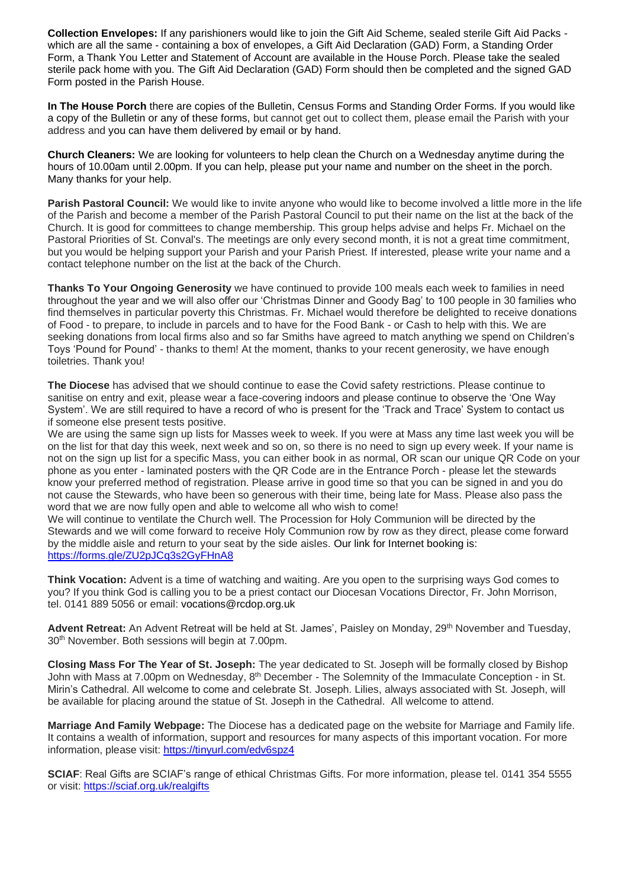**Collection Envelopes:** If any parishioners would like to join the Gift Aid Scheme, sealed sterile Gift Aid Packs - which are all the same - containing a box of envelopes, a Gift Aid Declaration (GAD) Form, a Standing Order Form, a Thank You Letter and Statement of Account are available in the House Porch. Please take the sealed sterile pack home with you. The Gift Aid Declaration (GAD) Form should then be completed and the signed GAD Form posted in the Parish House.

**In The House Porch** there are copies of the Bulletin, Census Forms and Standing Order Forms. If you would like a copy of the Bulletin or any of these forms, but cannot get out to collect them, please email the Parish with your address and you can have them delivered by email or by hand.

**Church Cleaners:** We are looking for volunteers to help clean the Church on a Wednesday anytime during the hours of 10.00am until 2.00pm. If you can help, please put your name and number on the sheet in the porch. Many thanks for your help.

**Parish Pastoral Council:** We would like to invite anyone who would like to become involved a little more in the life of the Parish and become a member of the Parish Pastoral Council to put their name on the list at the back of the Church. It is good for committees to change membership. This group helps advise and helps Fr. Michael on the Pastoral Priorities of St. Conval's. The meetings are only every second month, it is not a great time commitment, but you would be helping support your Parish and your Parish Priest. If interested, please write your name and a contact telephone number on the list at the back of the Church.

**Thanks To Your Ongoing Generosity** we have continued to provide 100 meals each week to families in need throughout the year and we will also offer our 'Christmas Dinner and Goody Bag' to 100 people in 30 families who find themselves in particular poverty this Christmas. Fr. Michael would therefore be delighted to receive donations of Food - to prepare, to include in parcels and to have for the Food Bank - or Cash to help with this. We are seeking donations from local firms also and so far Smiths have agreed to match anything we spend on Children's Toys 'Pound for Pound' - thanks to them! At the moment, thanks to your recent generosity, we have enough toiletries. Thank you!

**The Diocese** has advised that we should continue to ease the Covid safety restrictions. Please continue to sanitise on entry and exit, please wear a face-covering indoors and please continue to observe the 'One Way System'. We are still required to have a record of who is present for the 'Track and Trace' System to contact us if someone else present tests positive.

We are using the same sign up lists for Masses week to week. If you were at Mass any time last week you will be on the list for that day this week, next week and so on, so there is no need to sign up every week. If your name is not on the sign up list for a specific Mass, you can either book in as normal, OR scan our unique QR Code on your phone as you enter - laminated posters with the QR Code are in the Entrance Porch - please let the stewards know your preferred method of registration. Please arrive in good time so that you can be signed in and you do not cause the Stewards, who have been so generous with their time, being late for Mass. Please also pass the word that we are now fully open and able to welcome all who wish to come!

We will continue to ventilate the Church well. The Procession for Holy Communion will be directed by the Stewards and we will come forward to receive Holy Communion row by row as they direct, please come forward by the middle aisle and return to your seat by the side aisles. Our link for Internet booking is: https://forms.gle/ZU2pJCq3s2GyFHnA8

**Think Vocation:** Advent is a time of watching and waiting. Are you open to the surprising ways God comes to you? If you think God is calling you to be a priest contact our Diocesan Vocations Director, Fr. John Morrison, tel. 0141 889 5056 or email: vocations@rcdop.org.uk

**Advent Retreat:** An Advent Retreat will be held at St. James', Paisley on Monday, 29th November and Tuesday, 30th November. Both sessions will begin at 7.00pm.

**Closing Mass For The Year of St. Joseph:** The year dedicated to St. Joseph will be formally closed by Bishop John with Mass at 7.00pm on Wednesday, 8th December - The Solemnity of the Immaculate Conception - in St. Mirin's Cathedral. All welcome to come and celebrate St. Joseph. Lilies, always associated with St. Joseph, will be available for placing around the statue of St. Joseph in the Cathedral. All welcome to attend.

**Marriage And Family Webpage:** The Diocese has a dedicated page on the website for Marriage and Family life. It contains a wealth of information, support and resources for many aspects of this important vocation. For more information, please visit: https://tinyurl.com/edv6spz4

**SCIAF**: Real Gifts are SCIAF's range of ethical Christmas Gifts. For more information, please tel. 0141 354 5555 or visit: https://sciaf.org.uk/realgifts